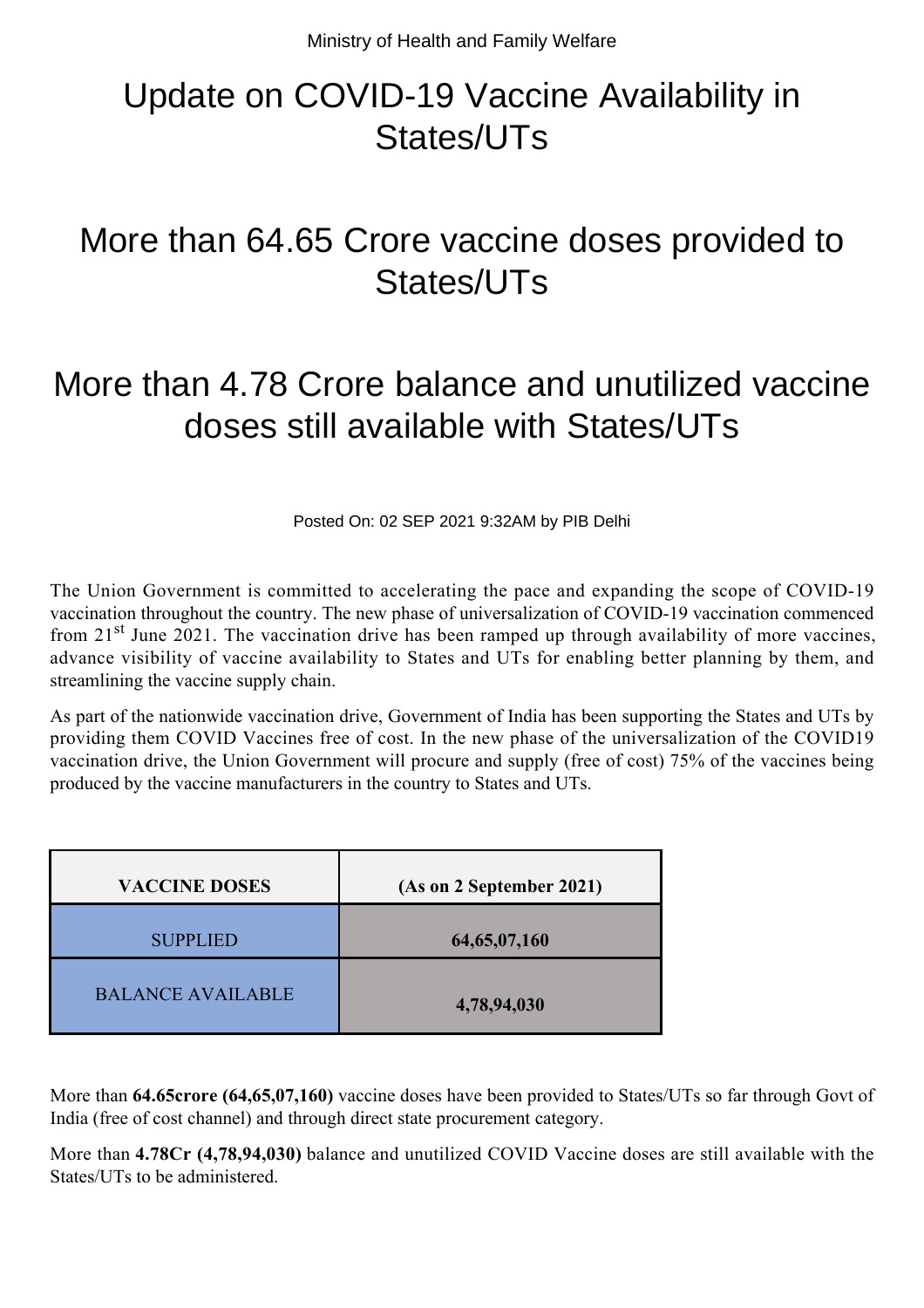Ministry of Health and Family Welfare

# Update on COVID-19 Vaccine Availability in States/UTs

## More than 64.65 Crore vaccine doses provided to States/UTs

## More than 4.78 Crore balance and unutilized vaccine doses still available with States/UTs

Posted On: 02 SEP 2021 9:32AM by PIB Delhi

The Union Government is committed to accelerating the pace and expanding the scope of COVID-19 vaccination throughout the country. The new phase of universalization of COVID-19 vaccination commenced from 21st June 2021. The vaccination drive has been ramped up through availability of more vaccines, advance visibility of vaccine availability to States and UTs for enabling better planning by them, and streamlining the vaccine supply chain.

As part of the nationwide vaccination drive, Government of India has been supporting the States and UTs by providing them COVID Vaccines free of cost. In the new phase of the universalization of the COVID19 vaccination drive, the Union Government will procure and supply (free of cost) 75% of the vaccines being produced by the vaccine manufacturers in the country to States and UTs.

| VACCINE DOSES | (As on 2 September 2021) |
|---|---|
| SUPPLIED | **64,65,07,160** |
| BALANCE AVAILABLE | **4,78,94,030** |

More than **64.65crore (64,65,07,160)** vaccine doses have been provided to States/UTs so far through Govt of India (free of cost channel) and through direct state procurement category.

More than **4.78Cr (4,78,94,030)** balance and unutilized COVID Vaccine doses are still available with the States/UTs to be administered.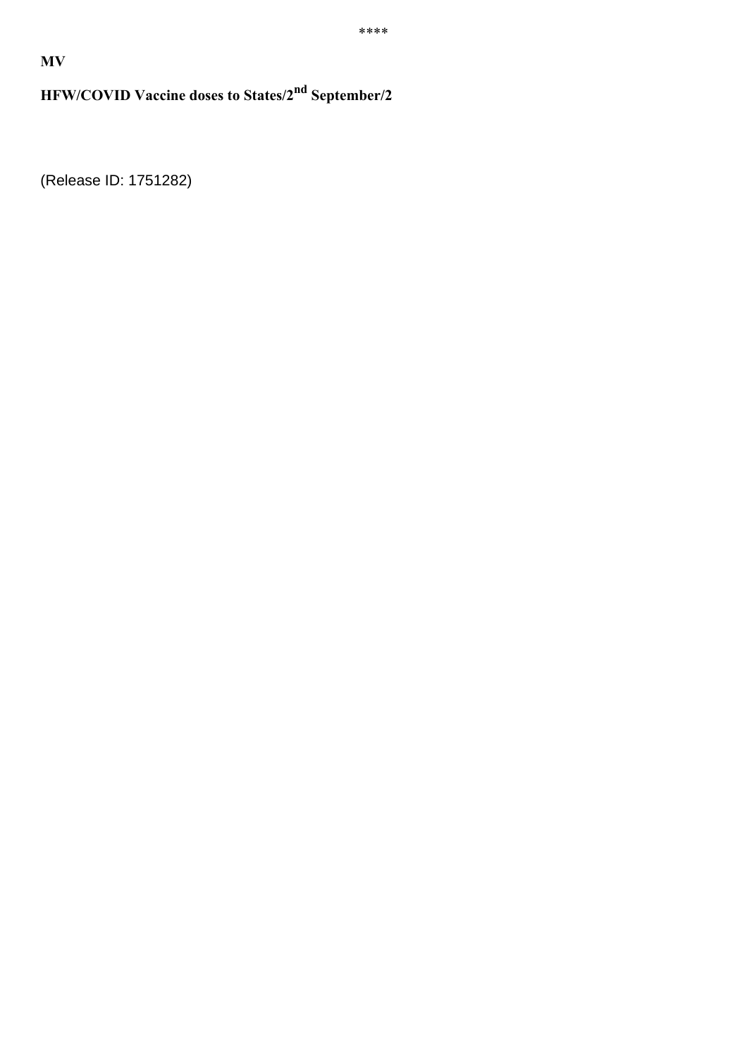****

**MV**

**HFW/COVID Vaccine doses to States/2nd September/2**

(Release ID: 1751282)